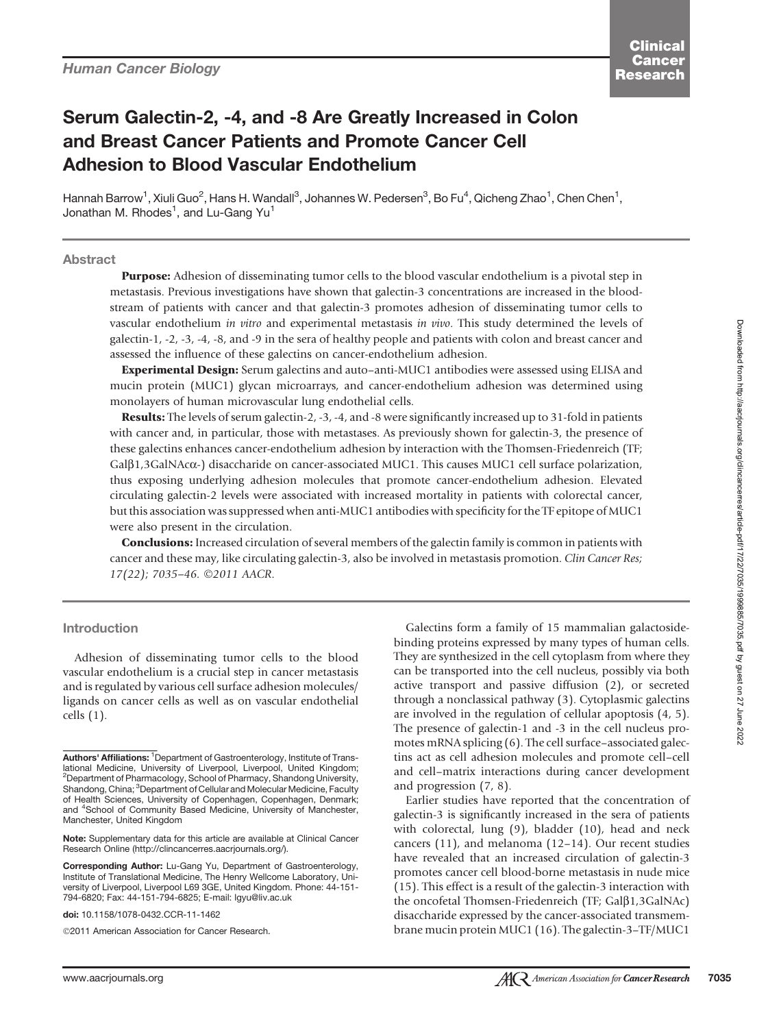Human Cancer Biology

# Serum Galectin-2, -4, and -8 Are Greatly Increased in Colon and Breast Cancer Patients and Promote Cancer Cell Adhesion to Blood Vascular Endothelium

Hannah Barrow[1], Xiuli Guo[2], Hans H. Wandall[3], Johannes W. Pedersen[3], Bo Fu[4], Qicheng Zhao[1], Chen Chen[1], Jonathan M. Rhodes[1], and Lu-Gang Yu[1]

## Abstract

**Purpose:** Adhesion of disseminating tumor cells to the blood vascular endothelium is a pivotal step in metastasis. Previous investigations have shown that galectin-3 concentrations are increased in the bloodstream of patients with cancer and that galectin-3 promotes adhesion of disseminating tumor cells to vascular endothelium *in vitro* and experimental metastasis *in vivo*. This study determined the levels of galectin-1, -2, -3, -4, -8, and -9 in the sera of healthy people and patients with colon and breast cancer and assessed the influence of these galectins on cancer-endothelium adhesion.

**Experimental Design:** Serum galectins and auto–anti-MUC1 antibodies were assessed using ELISA and mucin protein (MUC1) glycan microarrays, and cancer-endothelium adhesion was determined using monolayers of human microvascular lung endothelial cells.

**Results:** The levels of serum galectin-2, -3, -4, and -8 were significantly increased up to 31-fold in patients with cancer and, in particular, those with metastases. As previously shown for galectin-3, the presence of these galectins enhances cancer-endothelium adhesion by interaction with the Thomsen-Friedenreich (TF; Galβ1,3GalNAcα-) disaccharide on cancer-associated MUC1. This causes MUC1 cell surface polarization, thus exposing underlying adhesion molecules that promote cancer-endothelium adhesion. Elevated circulating galectin-2 levels were associated with increased mortality in patients with colorectal cancer, but this association was suppressed when anti-MUC1 antibodies with specificity for the TF epitope of MUC1 were also present in the circulation.

**Conclusions:** Increased circulation of several members of the galectin family is common in patients with cancer and these may, like circulating galectin-3, also be involved in metastasis promotion. *Clin Cancer Res; 17(22); 7035–46. ©2011 AACR.*

## Introduction

Adhesion of disseminating tumor cells to the blood vascular endothelium is a crucial step in cancer metastasis and is regulated by various cell surface adhesion molecules/ligands on cancer cells as well as on vascular endothelial cells (1).

Galectins form a family of 15 mammalian galactoside-binding proteins expressed by many types of human cells. They are synthesized in the cell cytoplasm from where they can be transported into the cell nucleus, possibly via both active transport and passive diffusion (2), or secreted through a nonclassical pathway (3). Cytoplasmic galectins are involved in the regulation of cellular apoptosis (4, 5). The presence of galectin-1 and -3 in the cell nucleus promotes mRNA splicing (6). The cell surface–associated galectins act as cell adhesion molecules and promote cell–cell and cell–matrix interactions during cancer development and progression (7, 8).

Earlier studies have reported that the concentration of galectin-3 is significantly increased in the sera of patients with colorectal, lung (9), bladder (10), head and neck cancers (11), and melanoma (12–14). Our recent studies have revealed that an increased circulation of galectin-3 promotes cancer cell blood-borne metastasis in nude mice (15). This effect is a result of the galectin-3 interaction with the oncofetal Thomsen-Friedenreich (TF; Galβ1,3GalNAc) disaccharide expressed by the cancer-associated transmembrane mucin protein MUC1 (16). The galectin-3–TF/MUC1

**Authors' Affiliations:** [1]Department of Gastroenterology, Institute of Translational Medicine, University of Liverpool, Liverpool, United Kingdom; [2]Department of Pharmacology, School of Pharmacy, Shandong University, Shandong, China; [3]Department of Cellular and Molecular Medicine, Faculty of Health Sciences, University of Copenhagen, Copenhagen, Denmark; and [4]School of Community Based Medicine, University of Manchester, Manchester, United Kingdom

**Note:** Supplementary data for this article are available at Clinical Cancer Research Online (http://clincancerres.aacrjournals.org/).

**Corresponding Author:** Lu-Gang Yu, Department of Gastroenterology, Institute of Translational Medicine, The Henry Wellcome Laboratory, University of Liverpool, Liverpool L69 3GE, United Kingdom. Phone: 44-151-794-6820; Fax: 44-151-794-6825; E-mail: lgyu@liv.ac.uk

doi: 10.1158/1078-0432.CCR-11-1462

©2011 American Association for Cancer Research.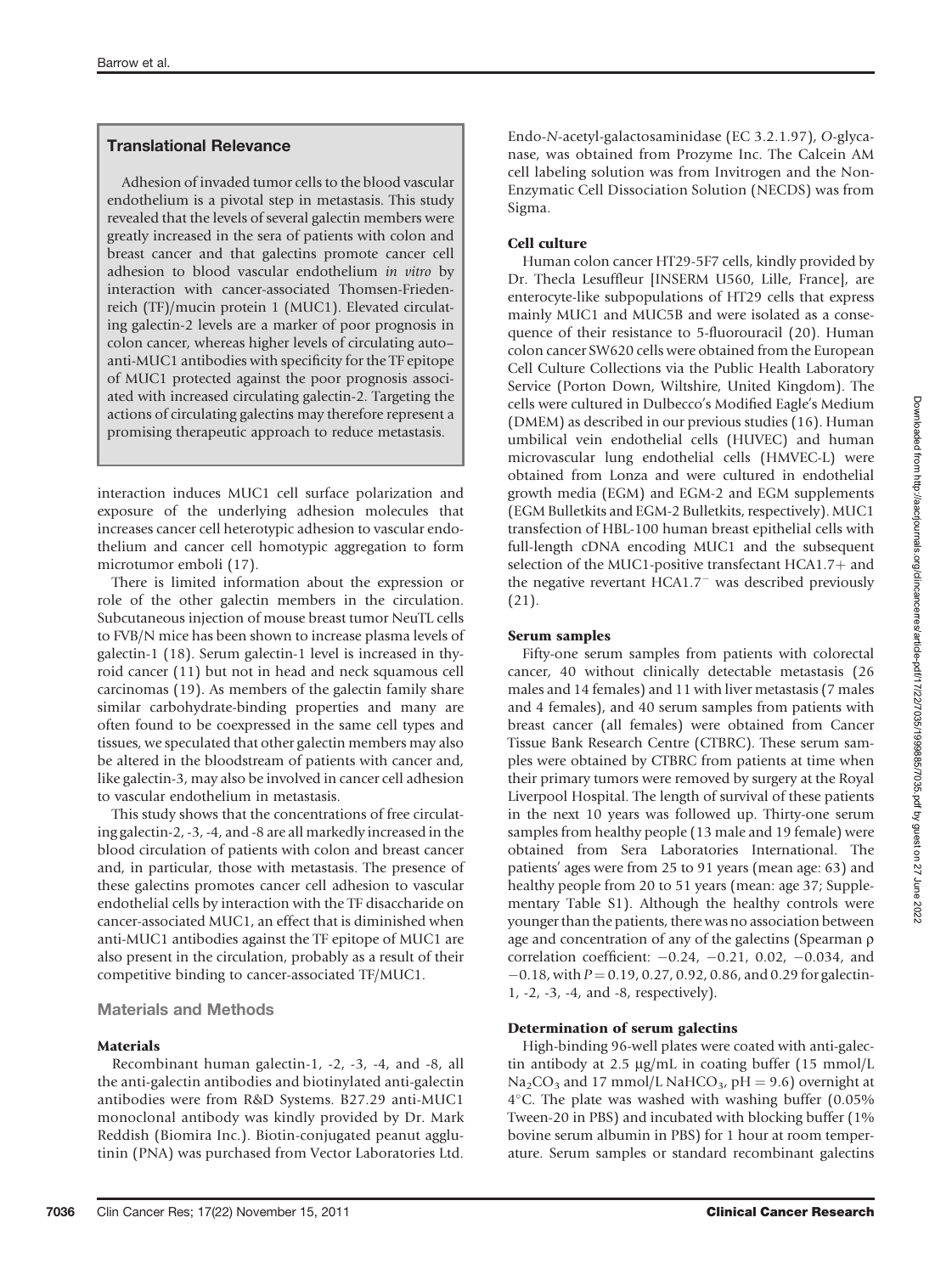## Translational Relevance

Adhesion of invaded tumor cells to the blood vascular endothelium is a pivotal step in metastasis. This study revealed that the levels of several galectin members were greatly increased in the sera of patients with colon and breast cancer and that galectins promote cancer cell adhesion to blood vascular endothelium *in vitro* by interaction with cancer-associated Thomsen-Friedenreich (TF)/mucin protein 1 (MUC1). Elevated circulating galectin-2 levels are a marker of poor prognosis in colon cancer, whereas higher levels of circulating auto–anti-MUC1 antibodies with specificity for the TF epitope of MUC1 protected against the poor prognosis associated with increased circulating galectin-2. Targeting the actions of circulating galectins may therefore represent a promising therapeutic approach to reduce metastasis.

interaction induces MUC1 cell surface polarization and exposure of the underlying adhesion molecules that increases cancer cell heterotypic adhesion to vascular endothelium and cancer cell homotypic aggregation to form microtumor emboli (17).

There is limited information about the expression or role of the other galectin members in the circulation. Subcutaneous injection of mouse breast tumor NeuTL cells to FVB/N mice has been shown to increase plasma levels of galectin-1 (18). Serum galectin-1 level is increased in thyroid cancer (11) but not in head and neck squamous cell carcinomas (19). As members of the galectin family share similar carbohydrate-binding properties and many are often found to be coexpressed in the same cell types and tissues, we speculated that other galectin members may also be altered in the bloodstream of patients with cancer and, like galectin-3, may also be involved in cancer cell adhesion to vascular endothelium in metastasis.

This study shows that the concentrations of free circulating galectin-2, -3, -4, and -8 are all markedly increased in the blood circulation of patients with colon and breast cancer and, in particular, those with metastasis. The presence of these galectins promotes cancer cell adhesion to vascular endothelial cells by interaction with the TF disaccharide on cancer-associated MUC1, an effect that is diminished when anti-MUC1 antibodies against the TF epitope of MUC1 are also present in the circulation, probably as a result of their competitive binding to cancer-associated TF/MUC1.

## Materials and Methods

### Materials

Recombinant human galectin-1, -2, -3, -4, and -8, all the anti-galectin antibodies and biotinylated anti-galectin antibodies were from R&D Systems. B27.29 anti-MUC1 monoclonal antibody was kindly provided by Dr. Mark Reddish (Biomira Inc.). Biotin-conjugated peanut agglutinin (PNA) was purchased from Vector Laboratories Ltd. Endo-*N*-acetyl-galactosaminidase (EC 3.2.1.97), *O*-glycanase, was obtained from Prozyme Inc. The Calcein AM cell labeling solution was from Invitrogen and the Non-Enzymatic Cell Dissociation Solution (NECDS) was from Sigma.

### Cell culture

Human colon cancer HT29-5F7 cells, kindly provided by Dr. Thecla Lesuffleur [INSERM U560, Lille, France], are enterocyte-like subpopulations of HT29 cells that express mainly MUC1 and MUC5B and were isolated as a consequence of their resistance to 5-fluorouracil (20). Human colon cancer SW620 cells were obtained from the European Cell Culture Collections via the Public Health Laboratory Service (Porton Down, Wiltshire, United Kingdom). The cells were cultured in Dulbecco's Modified Eagle's Medium (DMEM) as described in our previous studies (16). Human umbilical vein endothelial cells (HUVEC) and human microvascular lung endothelial cells (HMVEC-L) were obtained from Lonza and were cultured in endothelial growth media (EGM) and EGM-2 and EGM supplements (EGM Bulletkits and EGM-2 Bulletkits, respectively). MUC1 transfection of HBL-100 human breast epithelial cells with full-length cDNA encoding MUC1 and the subsequent selection of the MUC1-positive transfectant HCA1.7+ and the negative revertant HCA1.7$^-$ was described previously (21).

### Serum samples

Fifty-one serum samples from patients with colorectal cancer, 40 without clinically detectable metastasis (26 males and 14 females) and 11 with liver metastasis (7 males and 4 females), and 40 serum samples from patients with breast cancer (all females) were obtained from Cancer Tissue Bank Research Centre (CTBRC). These serum samples were obtained by CTBRC from patients at time when their primary tumors were removed by surgery at the Royal Liverpool Hospital. The length of survival of these patients in the next 10 years was followed up. Thirty-one serum samples from healthy people (13 male and 19 female) were obtained from Sera Laboratories International. The patients' ages were from 25 to 91 years (mean age: 63) and healthy people from 20 to 51 years (mean: age 37; Supplementary Table S1). Although the healthy controls were younger than the patients, there was no association between age and concentration of any of the galectins (Spearman ρ correlation coefficient: −0.24, −0.21, 0.02, −0.034, and −0.18, with $P = 0.19$, 0.27, 0.92, 0.86, and 0.29 for galectin-1, -2, -3, -4, and -8, respectively).

### Determination of serum galectins

High-binding 96-well plates were coated with anti-galectin antibody at 2.5 μg/mL in coating buffer (15 mmol/L $Na_2CO_3$ and 17 mmol/L $NaHCO_3$, pH = 9.6) overnight at 4°C. The plate was washed with washing buffer (0.05% Tween-20 in PBS) and incubated with blocking buffer (1% bovine serum albumin in PBS) for 1 hour at room temperature. Serum samples or standard recombinant galectins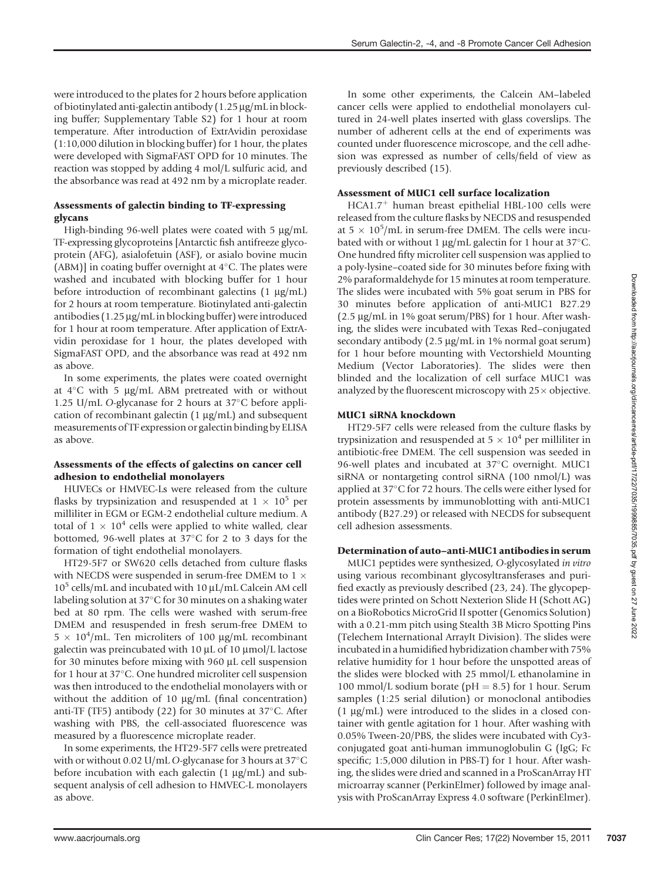were introduced to the plates for 2 hours before application of biotinylated anti-galectin antibody (1.25 μg/mL in blocking buffer; Supplementary Table S2) for 1 hour at room temperature. After introduction of ExtrAvidin peroxidase (1:10,000 dilution in blocking buffer) for 1 hour, the plates were developed with SigmaFAST OPD for 10 minutes. The reaction was stopped by adding 4 mol/L sulfuric acid, and the absorbance was read at 492 nm by a microplate reader.

#### Assessments of galectin binding to TF-expressing glycans

High-binding 96-well plates were coated with 5 μg/mL TF-expressing glycoproteins [Antarctic fish antifreeze glycoprotein (AFG), asialofetuin (ASF), or asialo bovine mucin (ABM)] in coating buffer overnight at 4°C. The plates were washed and incubated with blocking buffer for 1 hour before introduction of recombinant galectins (1 μg/mL) for 2 hours at room temperature. Biotinylated anti-galectin antibodies (1.25 μg/mL in blocking buffer) were introduced for 1 hour at room temperature. After application of ExtrAvidin peroxidase for 1 hour, the plates developed with SigmaFAST OPD, and the absorbance was read at 492 nm as above.

In some experiments, the plates were coated overnight at 4°C with 5 μg/mL ABM pretreated with or without 1.25 U/mL *O*-glycanase for 2 hours at 37°C before application of recombinant galectin (1 μg/mL) and subsequent measurements of TF expression or galectin binding by ELISA as above.

#### Assessments of the effects of galectins on cancer cell adhesion to endothelial monolayers

HUVECs or HMVEC-Ls were released from the culture flasks by trypsinization and resuspended at $1 \times 10^5$ per milliliter in EGM or EGM-2 endothelial culture medium. A total of $1 \times 10^4$ cells were applied to white walled, clear bottomed, 96-well plates at 37°C for 2 to 3 days for the formation of tight endothelial monolayers.

HT29-5F7 or SW620 cells detached from culture flasks with NECDS were suspended in serum-free DMEM to $1 \times 10^5$ cells/mL and incubated with 10 μL/mL Calcein AM cell labeling solution at 37°C for 30 minutes on a shaking water bed at 80 rpm. The cells were washed with serum-free DMEM and resuspended in fresh serum-free DMEM to $5 \times 10^4$/mL. Ten microliters of 100 μg/mL recombinant galectin was preincubated with 10 μL of 10 μmol/L lactose for 30 minutes before mixing with 960 μL cell suspension for 1 hour at 37°C. One hundred microliter cell suspension was then introduced to the endothelial monolayers with or without the addition of 10 μg/mL (final concentration) anti-TF (TF5) antibody (22) for 30 minutes at 37°C. After washing with PBS, the cell-associated fluorescence was measured by a fluorescence microplate reader.

In some experiments, the HT29-5F7 cells were pretreated with or without 0.02 U/mL *O*-glycanase for 3 hours at 37°C before incubation with each galectin (1 μg/mL) and subsequent analysis of cell adhesion to HMVEC-L monolayers as above.

In some other experiments, the Calcein AM–labeled cancer cells were applied to endothelial monolayers cultured in 24-well plates inserted with glass coverslips. The number of adherent cells at the end of experiments was counted under fluorescence microscope, and the cell adhesion was expressed as number of cells/field of view as previously described (15).

#### Assessment of MUC1 cell surface localization

HCA1.7$^+$ human breast epithelial HBL-100 cells were released from the culture flasks by NECDS and resuspended at $5 \times 10^5$/mL in serum-free DMEM. The cells were incubated with or without 1 μg/mL galectin for 1 hour at 37°C. One hundred fifty microliter cell suspension was applied to a poly-lysine–coated side for 30 minutes before fixing with 2% paraformaldehyde for 15 minutes at room temperature. The slides were incubated with 5% goat serum in PBS for 30 minutes before application of anti-MUC1 B27.29 (2.5 μg/mL in 1% goat serum/PBS) for 1 hour. After washing, the slides were incubated with Texas Red–conjugated secondary antibody (2.5 μg/mL in 1% normal goat serum) for 1 hour before mounting with Vectorshield Mounting Medium (Vector Laboratories). The slides were then blinded and the localization of cell surface MUC1 was analyzed by the fluorescent microscopy with 25× objective.

#### MUC1 siRNA knockdown

HT29-5F7 cells were released from the culture flasks by trypsinization and resuspended at $5 \times 10^4$ per milliliter in antibiotic-free DMEM. The cell suspension was seeded in 96-well plates and incubated at 37°C overnight. MUC1 siRNA or nontargeting control siRNA (100 nmol/L) was applied at 37°C for 72 hours. The cells were either lysed for protein assessments by immunoblotting with anti-MUC1 antibody (B27.29) or released with NECDS for subsequent cell adhesion assessments.

#### Determination of auto–anti-MUC1 antibodies in serum

MUC1 peptides were synthesized, *O*-glycosylated *in vitro* using various recombinant glycosyltransferases and purified exactly as previously described (23, 24). The glycopeptides were printed on Schott Nexterion Slide H (Schott AG) on a BioRobotics MicroGrid II spotter (Genomics Solution) with a 0.21-mm pitch using Stealth 3B Micro Spotting Pins (Telechem International ArrayIt Division). The slides were incubated in a humidified hybridization chamber with 75% relative humidity for 1 hour before the unspotted areas of the slides were blocked with 25 mmol/L ethanolamine in 100 mmol/L sodium borate (pH = 8.5) for 1 hour. Serum samples (1:25 serial dilution) or monoclonal antibodies (1 μg/mL) were introduced to the slides in a closed container with gentle agitation for 1 hour. After washing with 0.05% Tween-20/PBS, the slides were incubated with Cy3-conjugated goat anti-human immunoglobulin G (IgG; Fc specific; 1:5,000 dilution in PBS-T) for 1 hour. After washing, the slides were dried and scanned in a ProScanArray HT microarray scanner (PerkinElmer) followed by image analysis with ProScanArray Express 4.0 software (PerkinElmer).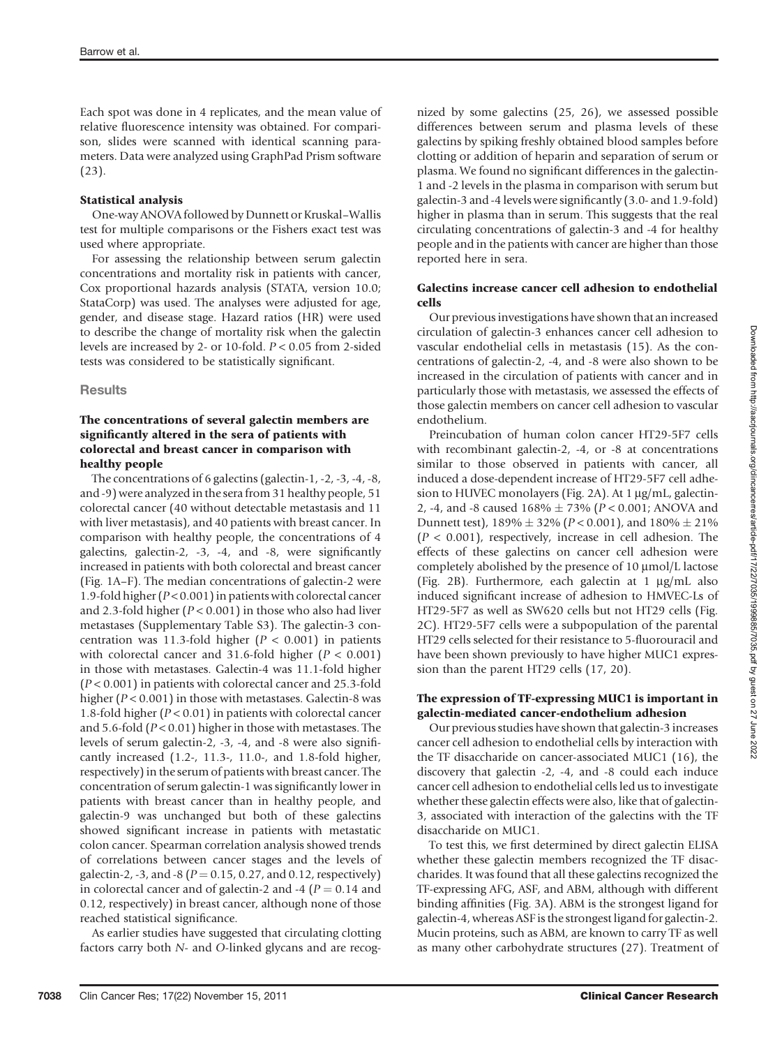Each spot was done in 4 replicates, and the mean value of relative fluorescence intensity was obtained. For comparison, slides were scanned with identical scanning parameters. Data were analyzed using GraphPad Prism software (23).

### Statistical analysis

One-way ANOVA followed by Dunnett or Kruskal–Wallis test for multiple comparisons or the Fishers exact test was used where appropriate.

For assessing the relationship between serum galectin concentrations and mortality risk in patients with cancer, Cox proportional hazards analysis (STATA, version 10.0; StataCorp) was used. The analyses were adjusted for age, gender, and disease stage. Hazard ratios (HR) were used to describe the change of mortality risk when the galectin levels are increased by 2- or 10-fold. $P < 0.05$ from 2-sided tests was considered to be statistically significant.

## Results

### The concentrations of several galectin members are significantly altered in the sera of patients with colorectal and breast cancer in comparison with healthy people

The concentrations of 6 galectins (galectin-1, -2, -3, -4, -8, and -9) were analyzed in the sera from 31 healthy people, 51 colorectal cancer (40 without detectable metastasis and 11 with liver metastasis), and 40 patients with breast cancer. In comparison with healthy people, the concentrations of 4 galectins, galectin-2, -3, -4, and -8, were significantly increased in patients with both colorectal and breast cancer (Fig. 1A–F). The median concentrations of galectin-2 were 1.9-fold higher ($P < 0.001$) in patients with colorectal cancer and 2.3-fold higher ($P < 0.001$) in those who also had liver metastases (Supplementary Table S3). The galectin-3 concentration was 11.3-fold higher ($P < 0.001$) in patients with colorectal cancer and 31.6-fold higher ($P < 0.001$) in those with metastases. Galectin-4 was 11.1-fold higher ($P < 0.001$) in patients with colorectal cancer and 25.3-fold higher ($P < 0.001$) in those with metastases. Galectin-8 was 1.8-fold higher ($P < 0.01$) in patients with colorectal cancer and 5.6-fold ($P < 0.01$) higher in those with metastases. The levels of serum galectin-2, -3, -4, and -8 were also significantly increased (1.2-, 11.3-, 11.0-, and 1.8-fold higher, respectively) in the serum of patients with breast cancer. The concentration of serum galectin-1 was significantly lower in patients with breast cancer than in healthy people, and galectin-9 was unchanged but both of these galectins showed significant increase in patients with metastatic colon cancer. Spearman correlation analysis showed trends of correlations between cancer stages and the levels of galectin-2, -3, and -8 ($P = 0.15$, 0.27, and 0.12, respectively) in colorectal cancer and of galectin-2 and -4 ($P = 0.14$ and 0.12, respectively) in breast cancer, although none of those reached statistical significance.

As earlier studies have suggested that circulating clotting factors carry both *N*- and *O*-linked glycans and are recognized by some galectins (25, 26), we assessed possible differences between serum and plasma levels of these galectins by spiking freshly obtained blood samples before clotting or addition of heparin and separation of serum or plasma. We found no significant differences in the galectin-1 and -2 levels in the plasma in comparison with serum but galectin-3 and -4 levels were significantly (3.0- and 1.9-fold) higher in plasma than in serum. This suggests that the real circulating concentrations of galectin-3 and -4 for healthy people and in the patients with cancer are higher than those reported here in sera.

### Galectins increase cancer cell adhesion to endothelial cells

Our previous investigations have shown that an increased circulation of galectin-3 enhances cancer cell adhesion to vascular endothelial cells in metastasis (15). As the concentrations of galectin-2, -4, and -8 were also shown to be increased in the circulation of patients with cancer and in particularly those with metastasis, we assessed the effects of those galectin members on cancer cell adhesion to vascular endothelium.

Preincubation of human colon cancer HT29-5F7 cells with recombinant galectin-2, -4, or -8 at concentrations similar to those observed in patients with cancer, all induced a dose-dependent increase of HT29-5F7 cell adhesion to HUVEC monolayers (Fig. 2A). At 1 μg/mL, galectin-2, -4, and -8 caused 168% ± 73% ($P < 0.001$; ANOVA and Dunnett test), 189% ± 32% ($P < 0.001$), and 180% ± 21% ($P < 0.001$), respectively, increase in cell adhesion. The effects of these galectins on cancer cell adhesion were completely abolished by the presence of 10 μmol/L lactose (Fig. 2B). Furthermore, each galectin at 1 μg/mL also induced significant increase of adhesion to HMVEC-Ls of HT29-5F7 as well as SW620 cells but not HT29 cells (Fig. 2C). HT29-5F7 cells were a subpopulation of the parental HT29 cells selected for their resistance to 5-fluorouracil and have been shown previously to have higher MUC1 expression than the parent HT29 cells (17, 20).

### The expression of TF-expressing MUC1 is important in galectin-mediated cancer-endothelium adhesion

Our previous studies have shown that galectin-3 increases cancer cell adhesion to endothelial cells by interaction with the TF disaccharide on cancer-associated MUC1 (16), the discovery that galectin -2, -4, and -8 could each induce cancer cell adhesion to endothelial cells led us to investigate whether these galectin effects were also, like that of galectin-3, associated with interaction of the galectins with the TF disaccharide on MUC1.

To test this, we first determined by direct galectin ELISA whether these galectin members recognized the TF disaccharides. It was found that all these galectins recognized the TF-expressing AFG, ASF, and ABM, although with different binding affinities (Fig. 3A). ABM is the strongest ligand for galectin-4, whereas ASF is the strongest ligand for galectin-2. Mucin proteins, such as ABM, are known to carry TF as well as many other carbohydrate structures (27). Treatment of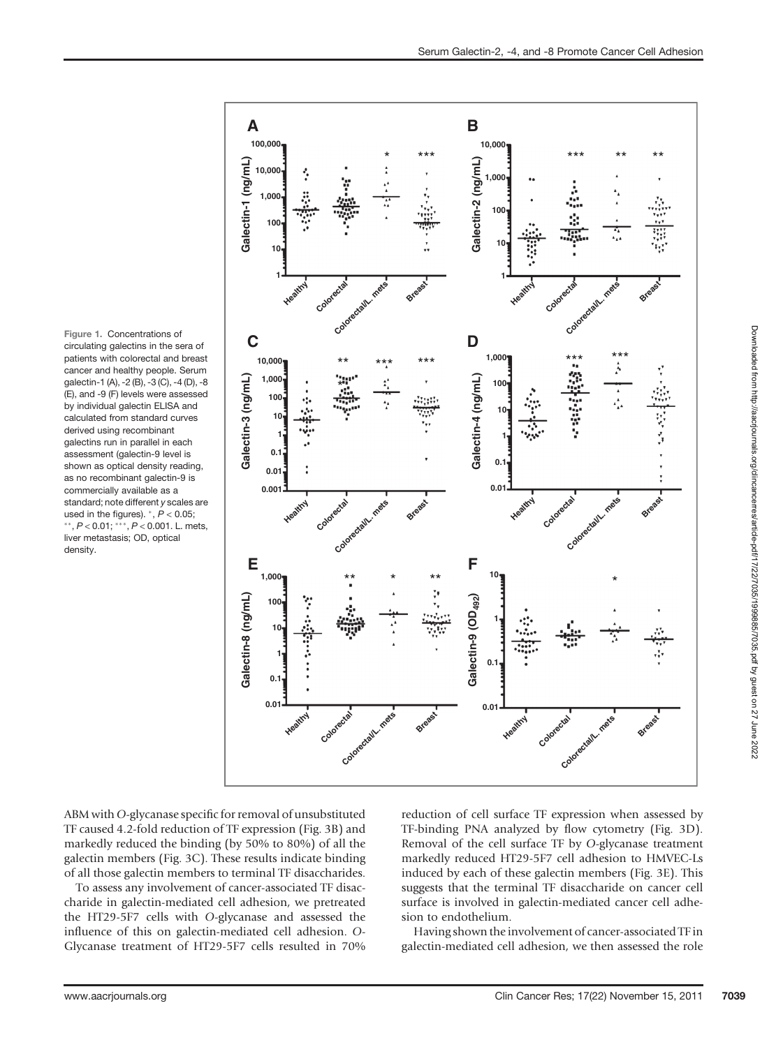Figure 1. Concentrations of circulating galectins in the sera of patients with colorectal and breast cancer and healthy people. Serum galectin-1 (A), -2 (B), -3 (C), -4 (D), -8 (E), and -9 (F) levels were assessed by individual galectin ELISA and calculated from standard curves derived using recombinant galectins run in parallel in each assessment (galectin-9 level is shown as optical density reading, as no recombinant galectin-9 is commercially available as a standard; note different *y* scales are used in the figures). *, $P < 0.05$; **, $P < 0.01$; ***, $P < 0.001$. L. mets, liver metastasis; OD, optical density.

ABM with *O*-glycanase specific for removal of unsubstituted TF caused 4.2-fold reduction of TF expression (Fig. 3B) and markedly reduced the binding (by 50% to 80%) of all the galectin members (Fig. 3C). These results indicate binding of all those galectin members to terminal TF disaccharides.

To assess any involvement of cancer-associated TF disaccharide in galectin-mediated cell adhesion, we pretreated the HT29-5F7 cells with *O*-glycanase and assessed the influence of this on galectin-mediated cell adhesion. *O*-Glycanase treatment of HT29-5F7 cells resulted in 70% reduction of cell surface TF expression when assessed by TF-binding PNA analyzed by flow cytometry (Fig. 3D). Removal of the cell surface TF by *O*-glycanase treatment markedly reduced HT29-5F7 cell adhesion to HMVEC-Ls induced by each of these galectin members (Fig. 3E). This suggests that the terminal TF disaccharide on cancer cell surface is involved in galectin-mediated cancer cell adhesion to endothelium.

Having shown the involvement of cancer-associated TF in galectin-mediated cell adhesion, we then assessed the role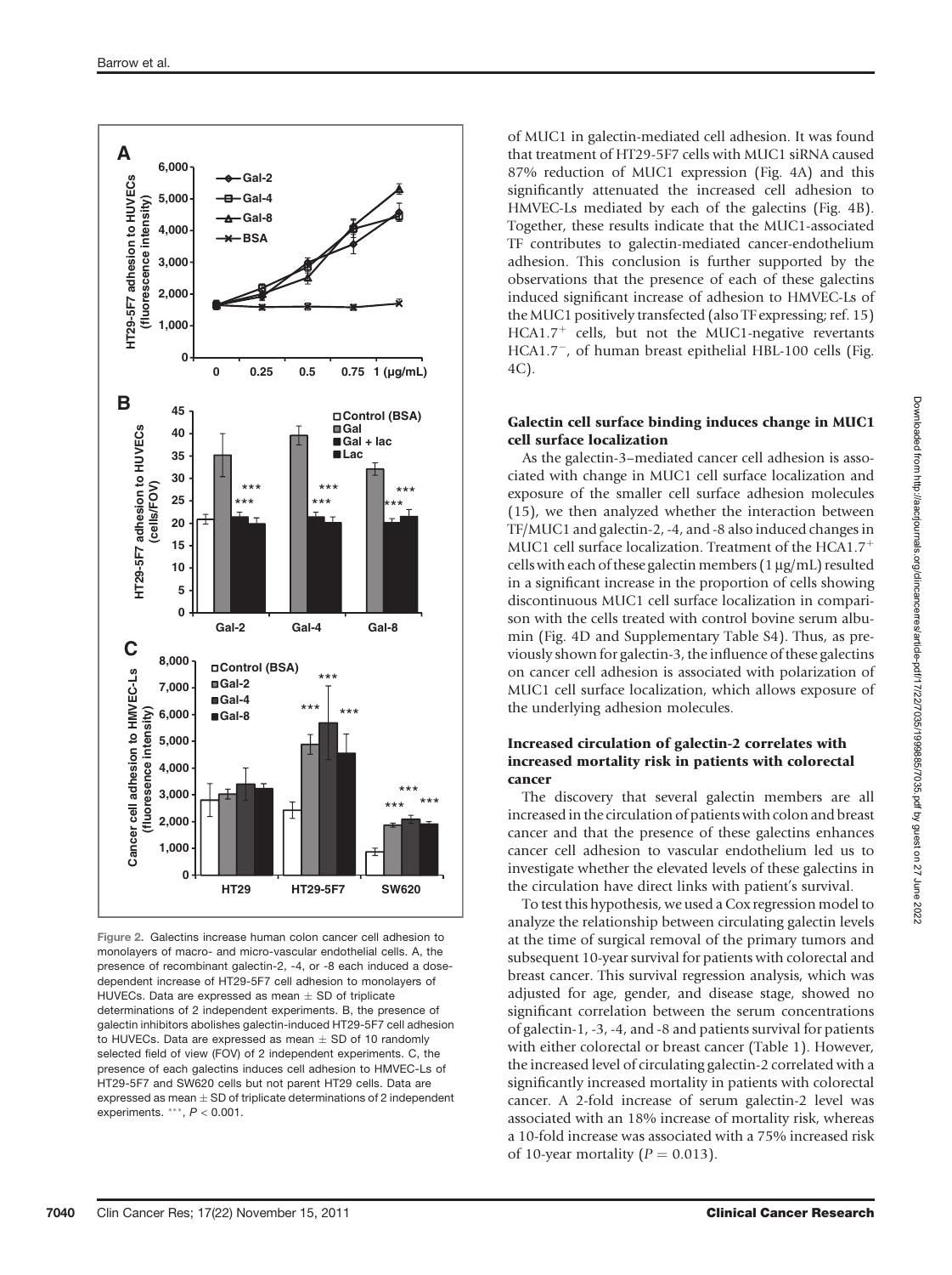Figure 2. Galectins increase human colon cancer cell adhesion to monolayers of macro- and micro-vascular endothelial cells. A, the presence of recombinant galectin-2, -4, or -8 each induced a dose-dependent increase of HT29-5F7 cell adhesion to monolayers of HUVECs. Data are expressed as mean ± SD of triplicate determinations of 2 independent experiments. B, the presence of galectin inhibitors abolishes galectin-induced HT29-5F7 cell adhesion to HUVECs. Data are expressed as mean ± SD of 10 randomly selected field of view (FOV) of 2 independent experiments. C, the presence of each galectins induces cell adhesion to HMVEC-Ls of HT29-5F7 and SW620 cells but not parent HT29 cells. Data are expressed as mean ± SD of triplicate determinations of 2 independent experiments. ***, $P < 0.001$.

of MUC1 in galectin-mediated cell adhesion. It was found that treatment of HT29-5F7 cells with MUC1 siRNA caused 87% reduction of MUC1 expression (Fig. 4A) and this significantly attenuated the increased cell adhesion to HMVEC-Ls mediated by each of the galectins (Fig. 4B). Together, these results indicate that the MUC1-associated TF contributes to galectin-mediated cancer-endothelium adhesion. This conclusion is further supported by the observations that the presence of each of these galectins induced significant increase of adhesion to HMVEC-Ls of the MUC1 positively transfected (also TF expressing; ref. 15) HCA1.7$^{+}$ cells, but not the MUC1-negative revertants HCA1.7$^{-}$, of human breast epithelial HBL-100 cells (Fig. 4C).

### Galectin cell surface binding induces change in MUC1 cell surface localization

As the galectin-3–mediated cancer cell adhesion is associated with change in MUC1 cell surface localization and exposure of the smaller cell surface adhesion molecules (15), we then analyzed whether the interaction between TF/MUC1 and galectin-2, -4, and -8 also induced changes in MUC1 cell surface localization. Treatment of the HCA1.7$^{+}$ cells with each of these galectin members (1 μg/mL) resulted in a significant increase in the proportion of cells showing discontinuous MUC1 cell surface localization in comparison with the cells treated with control bovine serum albumin (Fig. 4D and Supplementary Table S4). Thus, as previously shown for galectin-3, the influence of these galectins on cancer cell adhesion is associated with polarization of MUC1 cell surface localization, which allows exposure of the underlying adhesion molecules.

### Increased circulation of galectin-2 correlates with increased mortality risk in patients with colorectal cancer

The discovery that several galectin members are all increased in the circulation of patients with colon and breast cancer and that the presence of these galectins enhances cancer cell adhesion to vascular endothelium led us to investigate whether the elevated levels of these galectins in the circulation have direct links with patient's survival.

To test this hypothesis, we used a Cox regression model to analyze the relationship between circulating galectin levels at the time of surgical removal of the primary tumors and subsequent 10-year survival for patients with colorectal and breast cancer. This survival regression analysis, which was adjusted for age, gender, and disease stage, showed no significant correlation between the serum concentrations of galectin-1, -3, -4, and -8 and patients survival for patients with either colorectal or breast cancer (Table 1). However, the increased level of circulating galectin-2 correlated with a significantly increased mortality in patients with colorectal cancer. A 2-fold increase of serum galectin-2 level was associated with an 18% increase of mortality risk, whereas a 10-fold increase was associated with a 75% increased risk of 10-year mortality ($P = 0.013$).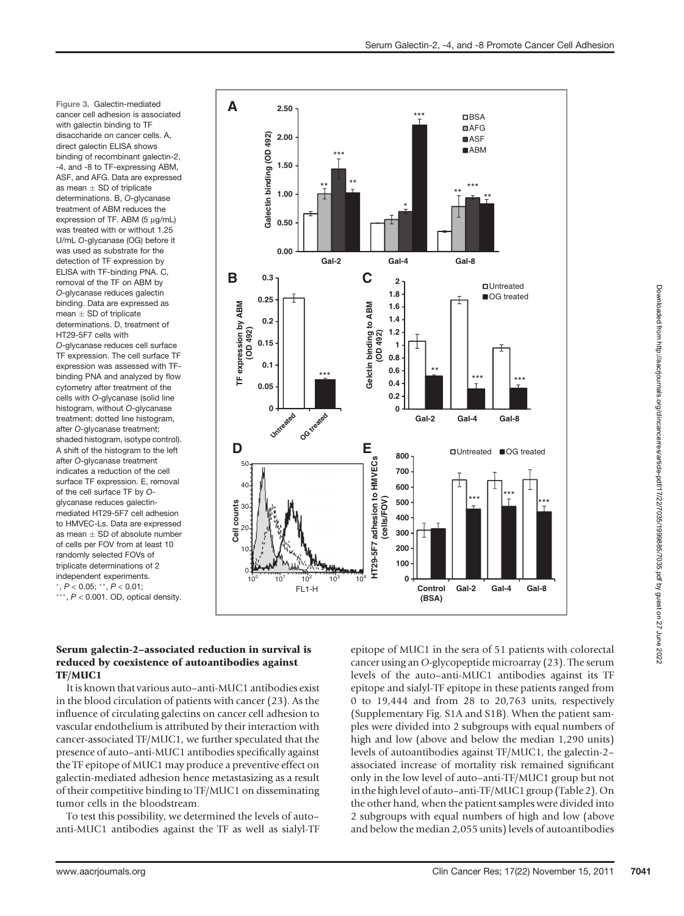Figure 3. Galectin-mediated cancer cell adhesion is associated with galectin binding to TF disaccharide on cancer cells. A, direct galectin ELISA shows binding of recombinant galectin-2, -4, and -8 to TF-expressing ABM, ASF, and AFG. Data are expressed as mean ± SD of triplicate determinations. B, O-glycanase treatment of ABM reduces the expression of TF. ABM (5 μg/mL) was treated with or without 1.25 U/mL O-glycanase (OG) before it was used as substrate for the detection of TF expression by ELISA with TF-binding PNA. C, removal of the TF on ABM by O-glycanase reduces galectin binding. Data are expressed as mean ± SD of triplicate determinations. D, treatment of HT29-5F7 cells with O-glycanase reduces cell surface TF expression. The cell surface TF expression was assessed with TF-binding PNA and analyzed by flow cytometry after treatment of the cells with O-glycanase (solid line histogram, without O-glycanase treatment; dotted line histogram, after O-glycanase treatment; shaded histogram, isotype control). A shift of the histogram to the left after O-glycanase treatment indicates a reduction of the cell surface TF expression. E, removal of the cell surface TF by O-glycanase reduces galectin-mediated HT29-5F7 cell adhesion to HMVEC-Ls. Data are expressed as mean ± SD of absolute number of cells per FOV from at least 10 randomly selected FOVs of triplicate determinations of 2 independent experiments. *, $P < 0.05$; **, $P < 0.01$; ***, $P < 0.001$. OD, optical density.

### Serum galectin-2–associated reduction in survival is reduced by coexistence of autoantibodies against TF/MUC1

It is known that various auto–anti-MUC1 antibodies exist in the blood circulation of patients with cancer (23). As the influence of circulating galectins on cancer cell adhesion to vascular endothelium is attributed by their interaction with cancer-associated TF/MUC1, we further speculated that the presence of auto–anti-MUC1 antibodies specifically against the TF epitope of MUC1 may produce a preventive effect on galectin-mediated adhesion hence metastasizing as a result of their competitive binding to TF/MUC1 on disseminating tumor cells in the bloodstream.

To test this possibility, we determined the levels of auto–anti-MUC1 antibodies against the TF as well as sialyl-TF epitope of MUC1 in the sera of 51 patients with colorectal cancer using an O-glycopeptide microarray (23). The serum levels of the auto–anti-MUC1 antibodies against its TF epitope and sialyl-TF epitope in these patients ranged from 0 to 19,444 and from 28 to 20,763 units, respectively (Supplementary Fig. S1A and S1B). When the patient samples were divided into 2 subgroups with equal numbers of high and low (above and below the median 1,290 units) levels of autoantibodies against TF/MUC1, the galectin-2–associated increase of mortality risk remained significant only in the low level of auto–anti-TF/MUC1 group but not in the high level of auto–anti-TF/MUC1 group (Table 2). On the other hand, when the patient samples were divided into 2 subgroups with equal numbers of high and low (above and below the median 2,055 units) levels of autoantibodies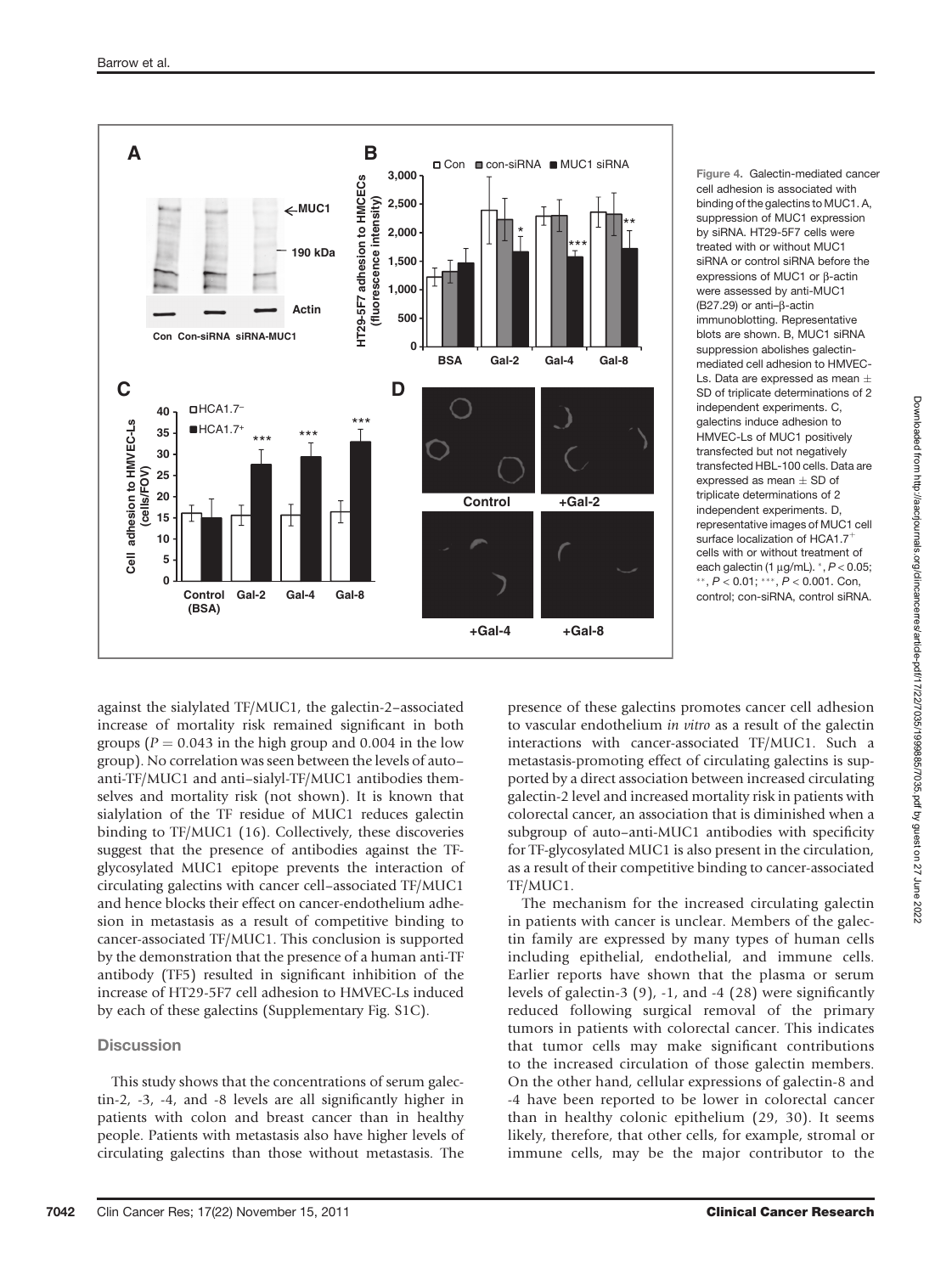Figure 4. Galectin-mediated cancer cell adhesion is associated with binding of the galectins to MUC1. A, suppression of MUC1 expression by siRNA. HT29-5F7 cells were treated with or without MUC1 siRNA or control siRNA before the expressions of MUC1 or β-actin were assessed by anti-MUC1 (B27.29) or anti–β-actin immunoblotting. Representative blots are shown. B, MUC1 siRNA suppression abolishes galectin-mediated cell adhesion to HMVEC-Ls. Data are expressed as mean ± SD of triplicate determinations of 2 independent experiments. C, galectins induce adhesion to HMVEC-Ls of MUC1 positively transfected but not negatively transfected HBL-100 cells. Data are expressed as mean ± SD of triplicate determinations of 2 independent experiments. D, representative images of MUC1 cell surface localization of HCA1.7+ cells with or without treatment of each galectin (1 μg/mL). *, $P < 0.05$; **, $P < 0.01$; ***, $P < 0.001$. Con, control; con-siRNA, control siRNA.

against the sialylated TF/MUC1, the galectin-2–associated increase of mortality risk remained significant in both groups ($P = 0.043$ in the high group and 0.004 in the low group). No correlation was seen between the levels of auto–anti-TF/MUC1 and anti–sialyl-TF/MUC1 antibodies themselves and mortality risk (not shown). It is known that sialylation of the TF residue of MUC1 reduces galectin binding to TF/MUC1 (16). Collectively, these discoveries suggest that the presence of antibodies against the TF-glycosylated MUC1 epitope prevents the interaction of circulating galectins with cancer cell–associated TF/MUC1 and hence blocks their effect on cancer-endothelium adhesion in metastasis as a result of competitive binding to cancer-associated TF/MUC1. This conclusion is supported by the demonstration that the presence of a human anti-TF antibody (TF5) resulted in significant inhibition of the increase of HT29-5F7 cell adhesion to HMVEC-Ls induced by each of these galectins (Supplementary Fig. S1C).

## Discussion

This study shows that the concentrations of serum galectin-2, -3, -4, and -8 levels are all significantly higher in patients with colon and breast cancer than in healthy people. Patients with metastasis also have higher levels of circulating galectins than those without metastasis. The presence of these galectins promotes cancer cell adhesion to vascular endothelium *in vitro* as a result of the galectin interactions with cancer-associated TF/MUC1. Such a metastasis-promoting effect of circulating galectins is supported by a direct association between increased circulating galectin-2 level and increased mortality risk in patients with colorectal cancer, an association that is diminished when a subgroup of auto–anti-MUC1 antibodies with specificity for TF-glycosylated MUC1 is also present in the circulation, as a result of their competitive binding to cancer-associated TF/MUC1.

The mechanism for the increased circulating galectin in patients with cancer is unclear. Members of the galectin family are expressed by many types of human cells including epithelial, endothelial, and immune cells. Earlier reports have shown that the plasma or serum levels of galectin-3 (9), -1, and -4 (28) were significantly reduced following surgical removal of the primary tumors in patients with colorectal cancer. This indicates that tumor cells may make significant contributions to the increased circulation of those galectin members. On the other hand, cellular expressions of galectin-8 and -4 have been reported to be lower in colorectal cancer than in healthy colonic epithelium (29, 30). It seems likely, therefore, that other cells, for example, stromal or immune cells, may be the major contributor to the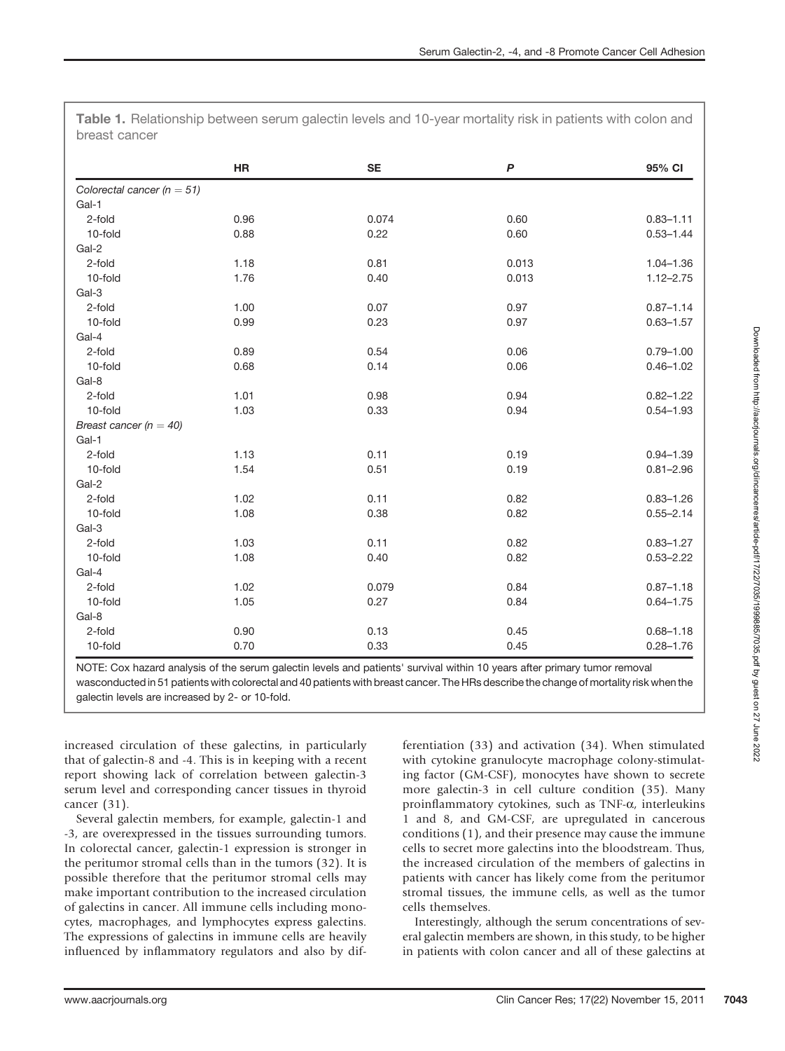**Table 1.** Relationship between serum galectin levels and 10-year mortality risk in patients with colon and breast cancer

| | HR | SE | P | 95% CI |
|---|---|---|---|---|
| *Colorectal cancer (n = 51)* | | | | |
| Gal-1 | | | | |
| 2-fold | 0.96 | 0.074 | 0.60 | 0.83–1.11 |
| 10-fold | 0.88 | 0.22 | 0.60 | 0.53–1.44 |
| Gal-2 | | | | |
| 2-fold | 1.18 | 0.81 | 0.013 | 1.04–1.36 |
| 10-fold | 1.76 | 0.40 | 0.013 | 1.12–2.75 |
| Gal-3 | | | | |
| 2-fold | 1.00 | 0.07 | 0.97 | 0.87–1.14 |
| 10-fold | 0.99 | 0.23 | 0.97 | 0.63–1.57 |
| Gal-4 | | | | |
| 2-fold | 0.89 | 0.54 | 0.06 | 0.79–1.00 |
| 10-fold | 0.68 | 0.14 | 0.06 | 0.46–1.02 |
| Gal-8 | | | | |
| 2-fold | 1.01 | 0.98 | 0.94 | 0.82–1.22 |
| 10-fold | 1.03 | 0.33 | 0.94 | 0.54–1.93 |
| *Breast cancer (n = 40)* | | | | |
| Gal-1 | | | | |
| 2-fold | 1.13 | 0.11 | 0.19 | 0.94–1.39 |
| 10-fold | 1.54 | 0.51 | 0.19 | 0.81–2.96 |
| Gal-2 | | | | |
| 2-fold | 1.02 | 0.11 | 0.82 | 0.83–1.26 |
| 10-fold | 1.08 | 0.38 | 0.82 | 0.55–2.14 |
| Gal-3 | | | | |
| 2-fold | 1.03 | 0.11 | 0.82 | 0.83–1.27 |
| 10-fold | 1.08 | 0.40 | 0.82 | 0.53–2.22 |
| Gal-4 | | | | |
| 2-fold | 1.02 | 0.079 | 0.84 | 0.87–1.18 |
| 10-fold | 1.05 | 0.27 | 0.84 | 0.64–1.75 |
| Gal-8 | | | | |
| 2-fold | 0.90 | 0.13 | 0.45 | 0.68–1.18 |
| 10-fold | 0.70 | 0.33 | 0.45 | 0.28–1.76 |

NOTE: Cox hazard analysis of the serum galectin levels and patients' survival within 10 years after primary tumor removal wasconducted in 51 patients with colorectal and 40 patients with breast cancer. The HRs describe the change of mortality risk when the galectin levels are increased by 2- or 10-fold.

increased circulation of these galectins, in particularly that of galectin-8 and -4. This is in keeping with a recent report showing lack of correlation between galectin-3 serum level and corresponding cancer tissues in thyroid cancer (31).

Several galectin members, for example, galectin-1 and -3, are overexpressed in the tissues surrounding tumors. In colorectal cancer, galectin-1 expression is stronger in the peritumor stromal cells than in the tumors (32). It is possible therefore that the peritumor stromal cells may make important contribution to the increased circulation of galectins in cancer. All immune cells including monocytes, macrophages, and lymphocytes express galectins. The expressions of galectins in immune cells are heavily influenced by inflammatory regulators and also by differentiation (33) and activation (34). When stimulated with cytokine granulocyte macrophage colony-stimulating factor (GM-CSF), monocytes have shown to secrete more galectin-3 in cell culture condition (35). Many proinflammatory cytokines, such as TNF-$\alpha$, interleukins 1 and 8, and GM-CSF, are upregulated in cancerous conditions (1), and their presence may cause the immune cells to secrete more galectins into the bloodstream. Thus, the increased circulation of the members of galectins in patients with cancer has likely come from the peritumor stromal tissues, the immune cells, as well as the tumor cells themselves.

Interestingly, although the serum concentrations of several galectin members are shown, in this study, to be higher in patients with colon cancer and all of these galectins at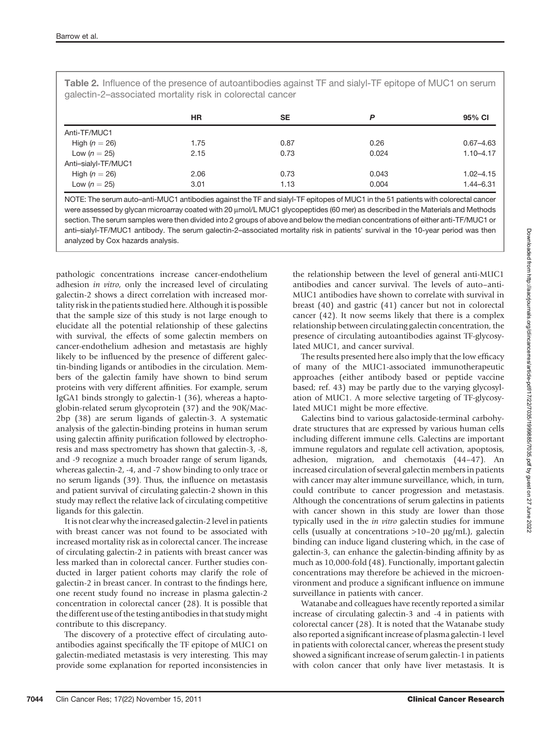**Table 2.** Influence of the presence of autoantibodies against TF and sialyl-TF epitope of MUC1 on serum galectin-2–associated mortality risk in colorectal cancer

| | HR | SE | P | 95% CI |
|---|---|---|---|---|
| Anti-TF/MUC1 | | | | |
| High ($n = 26$) | 1.75 | 0.87 | 0.26 | 0.67–4.63 |
| Low ($n = 25$) | 2.15 | 0.73 | 0.024 | 1.10–4.17 |
| Anti–sialyl-TF/MUC1 | | | | |
| High ($n = 26$) | 2.06 | 0.73 | 0.043 | 1.02–4.15 |
| Low ($n = 25$) | 3.01 | 1.13 | 0.004 | 1.44–6.31 |

NOTE: The serum auto–anti-MUC1 antibodies against the TF and sialyl-TF epitopes of MUC1 in the 51 patients with colorectal cancer were assessed by glycan microarray coated with 20 μmol/L MUC1 glycopeptides (60 mer) as described in the Materials and Methods section. The serum samples were then divided into 2 groups of above and below the median concentrations of either anti-TF/MUC1 or anti–sialyl-TF/MUC1 antibody. The serum galectin-2–associated mortality risk in patients' survival in the 10-year period was then analyzed by Cox hazards analysis.

pathologic concentrations increase cancer-endothelium adhesion *in vitro*, only the increased level of circulating galectin-2 shows a direct correlation with increased mortality risk in the patients studied here. Although it is possible that the sample size of this study is not large enough to elucidate all the potential relationship of these galectins with survival, the effects of some galectin members on cancer-endothelium adhesion and metastasis are highly likely to be influenced by the presence of different galectin-binding ligands or antibodies in the circulation. Members of the galectin family have shown to bind serum proteins with very different affinities. For example, serum IgGA1 binds strongly to galectin-1 (36), whereas a haptoglobin-related serum glycoprotein (37) and the 90K/Mac-2bp (38) are serum ligands of galectin-3. A systematic analysis of the galectin-binding proteins in human serum using galectin affinity purification followed by electrophoresis and mass spectrometry has shown that galectin-3, -8, and -9 recognize a much broader range of serum ligands, whereas galectin-2, -4, and -7 show binding to only trace or no serum ligands (39). Thus, the influence on metastasis and patient survival of circulating galectin-2 shown in this study may reflect the relative lack of circulating competitive ligands for this galectin.

It is not clear why the increased galectin-2 level in patients with breast cancer was not found to be associated with increased mortality risk as in colorectal cancer. The increase of circulating galectin-2 in patients with breast cancer was less marked than in colorectal cancer. Further studies conducted in larger patient cohorts may clarify the role of galectin-2 in breast cancer. In contrast to the findings here, one recent study found no increase in plasma galectin-2 concentration in colorectal cancer (28). It is possible that the different use of the testing antibodies in that study might contribute to this discrepancy.

The discovery of a protective effect of circulating autoantibodies against specifically the TF epitope of MUC1 on galectin-mediated metastasis is very interesting. This may provide some explanation for reported inconsistencies in the relationship between the level of general anti-MUC1 antibodies and cancer survival. The levels of auto–anti-MUC1 antibodies have shown to correlate with survival in breast (40) and gastric (41) cancer but not in colorectal cancer (42). It now seems likely that there is a complex relationship between circulating galectin concentration, the presence of circulating autoantibodies against TF-glycosylated MUC1, and cancer survival.

The results presented here also imply that the low efficacy of many of the MUC1-associated immunotherapeutic approaches (either antibody based or peptide vaccine based; ref. 43) may be partly due to the varying glycosylation of MUC1. A more selective targeting of TF-glycosylated MUC1 might be more effective.

Galectins bind to various galactoside-terminal carbohydrate structures that are expressed by various human cells including different immune cells. Galectins are important immune regulators and regulate cell activation, apoptosis, adhesion, migration, and chemotaxis (44–47). An increased circulation of several galectin members in patients with cancer may alter immune surveillance, which, in turn, could contribute to cancer progression and metastasis. Although the concentrations of serum galectins in patients with cancer shown in this study are lower than those typically used in the *in vitro* galectin studies for immune cells (usually at concentrations >10–20 μg/mL), galectin binding can induce ligand clustering which, in the case of galectin-3, can enhance the galectin-binding affinity by as much as 10,000-fold (48). Functionally, important galectin concentrations may therefore be achieved in the microenvironment and produce a significant influence on immune surveillance in patients with cancer.

Watanabe and colleagues have recently reported a similar increase of circulating galectin-3 and -4 in patients with colorectal cancer (28). It is noted that the Watanabe study also reported a significant increase of plasma galectin-1 level in patients with colorectal cancer, whereas the present study showed a significant increase of serum galectin-1 in patients with colon cancer that only have liver metastasis. It is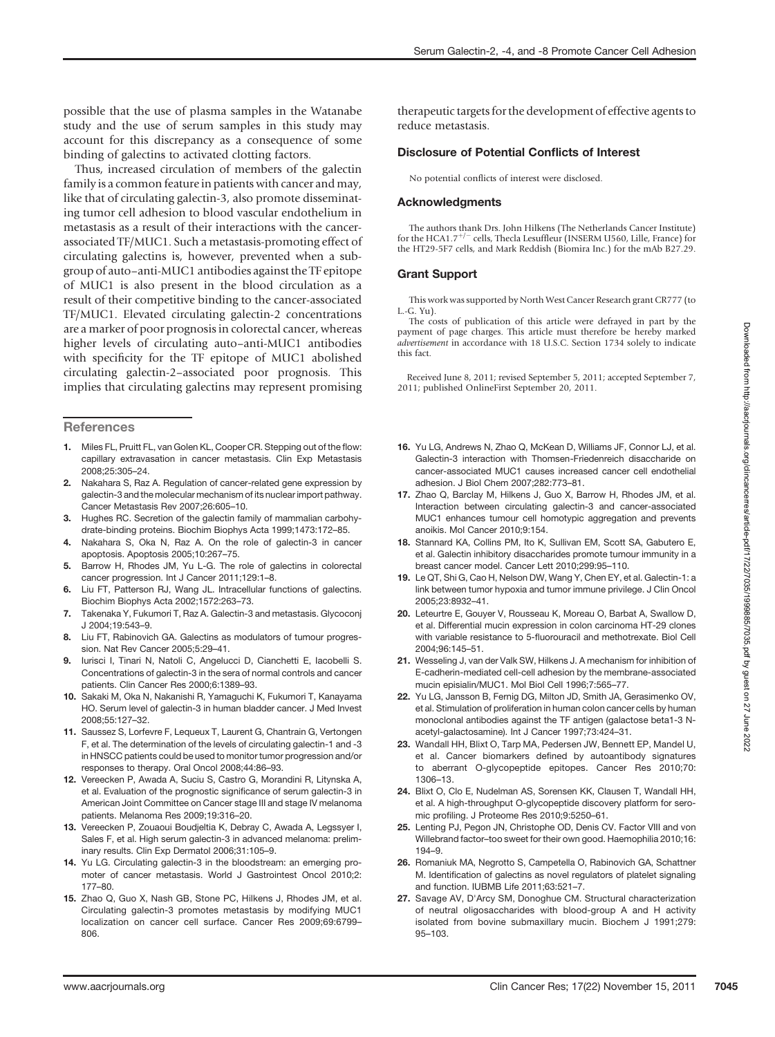possible that the use of plasma samples in the Watanabe study and the use of serum samples in this study may account for this discrepancy as a consequence of some binding of galectins to activated clotting factors.

Thus, increased circulation of members of the galectin family is a common feature in patients with cancer and may, like that of circulating galectin-3, also promote disseminating tumor cell adhesion to blood vascular endothelium in metastasis as a result of their interactions with the cancer-associated TF/MUC1. Such a metastasis-promoting effect of circulating galectins is, however, prevented when a subgroup of auto–anti-MUC1 antibodies against the TF epitope of MUC1 is also present in the blood circulation as a result of their competitive binding to the cancer-associated TF/MUC1. Elevated circulating galectin-2 concentrations are a marker of poor prognosis in colorectal cancer, whereas higher levels of circulating auto–anti-MUC1 antibodies with specificity for the TF epitope of MUC1 abolished circulating galectin-2–associated poor prognosis. This implies that circulating galectins may represent promising therapeutic targets for the development of effective agents to reduce metastasis.

## Disclosure of Potential Conflicts of Interest

No potential conflicts of interest were disclosed.

## Acknowledgments

The authors thank Drs. John Hilkens (The Netherlands Cancer Institute) for the HCA1.7$^{+/-}$ cells, Thecla Lesuffleur (INSERM U560, Lille, France) for the HT29-5F7 cells, and Mark Reddish (Biomira Inc.) for the mAb B27.29.

## Grant Support

This work was supported by North West Cancer Research grant CR777 (to L.-G. Yu).

The costs of publication of this article were defrayed in part by the payment of page charges. This article must therefore be hereby marked *advertisement* in accordance with 18 U.S.C. Section 1734 solely to indicate this fact.

Received June 8, 2011; revised September 5, 2011; accepted September 7, 2011; published OnlineFirst September 20, 2011.

## References

1. Miles FL, Pruitt FL, van Golen KL, Cooper CR. Stepping out of the flow: capillary extravasation in cancer metastasis. Clin Exp Metastasis 2008;25:305–24.
2. Nakahara S, Raz A. Regulation of cancer-related gene expression by galectin-3 and the molecular mechanism of its nuclear import pathway. Cancer Metastasis Rev 2007;26:605–10.
3. Hughes RC. Secretion of the galectin family of mammalian carbohydrate-binding proteins. Biochim Biophys Acta 1999;1473:172–85.
4. Nakahara S, Oka N, Raz A. On the role of galectin-3 in cancer apoptosis. Apoptosis 2005;10:267–75.
5. Barrow H, Rhodes JM, Yu L-G. The role of galectins in colorectal cancer progression. Int J Cancer 2011;129:1–8.
6. Liu FT, Patterson RJ, Wang JL. Intracellular functions of galectins. Biochim Biophys Acta 2002;1572:263–73.
7. Takenaka Y, Fukumori T, Raz A. Galectin-3 and metastasis. Glycoconj J 2004;19:543–9.
8. Liu FT, Rabinovich GA. Galectins as modulators of tumour progression. Nat Rev Cancer 2005;5:29–41.
9. Iurisci I, Tinari N, Natoli C, Angelucci D, Cianchetti E, Iacobelli S. Concentrations of galectin-3 in the sera of normal controls and cancer patients. Clin Cancer Res 2000;6:1389–93.
10. Sakaki M, Oka N, Nakanishi R, Yamaguchi K, Fukumori T, Kanayama HO. Serum level of galectin-3 in human bladder cancer. J Med Invest 2008;55:127–32.
11. Saussez S, Lorfevre F, Lequeux T, Laurent G, Chantrain G, Vertongen F, et al. The determination of the levels of circulating galectin-1 and -3 in HNSCC patients could be used to monitor tumor progression and/or responses to therapy. Oral Oncol 2008;44:86–93.
12. Vereecken P, Awada A, Suciu S, Castro G, Morandini R, Litynska A, et al. Evaluation of the prognostic significance of serum galectin-3 in American Joint Committee on Cancer stage III and stage IV melanoma patients. Melanoma Res 2009;19:316–20.
13. Vereecken P, Zouaoui Boudjeltia K, Debray C, Awada A, Legssyer I, Sales F, et al. High serum galectin-3 in advanced melanoma: preliminary results. Clin Exp Dermatol 2006;31:105–9.
14. Yu LG. Circulating galectin-3 in the bloodstream: an emerging promoter of cancer metastasis. World J Gastrointest Oncol 2010;2:177–80.
15. Zhao Q, Guo X, Nash GB, Stone PC, Hilkens J, Rhodes JM, et al. Circulating galectin-3 promotes metastasis by modifying MUC1 localization on cancer cell surface. Cancer Res 2009;69:6799–806.
16. Yu LG, Andrews N, Zhao Q, McKean D, Williams JF, Connor LJ, et al. Galectin-3 interaction with Thomsen-Friedenreich disaccharide on cancer-associated MUC1 causes increased cancer cell endothelial adhesion. J Biol Chem 2007;282:773–81.
17. Zhao Q, Barclay M, Hilkens J, Guo X, Barrow H, Rhodes JM, et al. Interaction between circulating galectin-3 and cancer-associated MUC1 enhances tumour cell homotypic aggregation and prevents anoikis. Mol Cancer 2010;9:154.
18. Stannard KA, Collins PM, Ito K, Sullivan EM, Scott SA, Gabutero E, et al. Galectin inhibitory disaccharides promote tumour immunity in a breast cancer model. Cancer Lett 2010;299:95–110.
19. Le QT, Shi G, Cao H, Nelson DW, Wang Y, Chen EY, et al. Galectin-1: a link between tumor hypoxia and tumor immune privilege. J Clin Oncol 2005;23:8932–41.
20. Leteurtre E, Gouyer V, Rousseau K, Moreau O, Barbat A, Swallow D, et al. Differential mucin expression in colon carcinoma HT-29 clones with variable resistance to 5-fluorouracil and methotrexate. Biol Cell 2004;96:145–51.
21. Wesseling J, van der Valk SW, Hilkens J. A mechanism for inhibition of E-cadherin-mediated cell-cell adhesion by the membrane-associated mucin episialin/MUC1. Mol Biol Cell 1996;7:565–77.
22. Yu LG, Jansson B, Fernig DG, Milton JD, Smith JA, Gerasimenko OV, et al. Stimulation of proliferation in human colon cancer cells by human monoclonal antibodies against the TF antigen (galactose beta1-3 N-acetyl-galactosamine). Int J Cancer 1997;73:424–31.
23. Wandall HH, Blixt O, Tarp MA, Pedersen JW, Bennett EP, Mandel U, et al. Cancer biomarkers defined by autoantibody signatures to aberrant O-glycopeptide epitopes. Cancer Res 2010;70:1306–13.
24. Blixt O, Clo E, Nudelman AS, Sorensen KK, Clausen T, Wandall HH, et al. A high-throughput O-glycopeptide discovery platform for seromic profiling. J Proteome Res 2010;9:5250–61.
25. Lenting PJ, Pegon JN, Christophe OD, Denis CV. Factor VIII and von Willebrand factor–too sweet for their own good. Haemophilia 2010;16:194–9.
26. Romaniuk MA, Negrotto S, Campetella O, Rabinovich GA, Schattner M. Identification of galectins as novel regulators of platelet signaling and function. IUBMB Life 2011;63:521–7.
27. Savage AV, D'Arcy SM, Donoghue CM. Structural characterization of neutral oligosaccharides with blood-group A and H activity isolated from bovine submaxillary mucin. Biochem J 1991;279:95–103.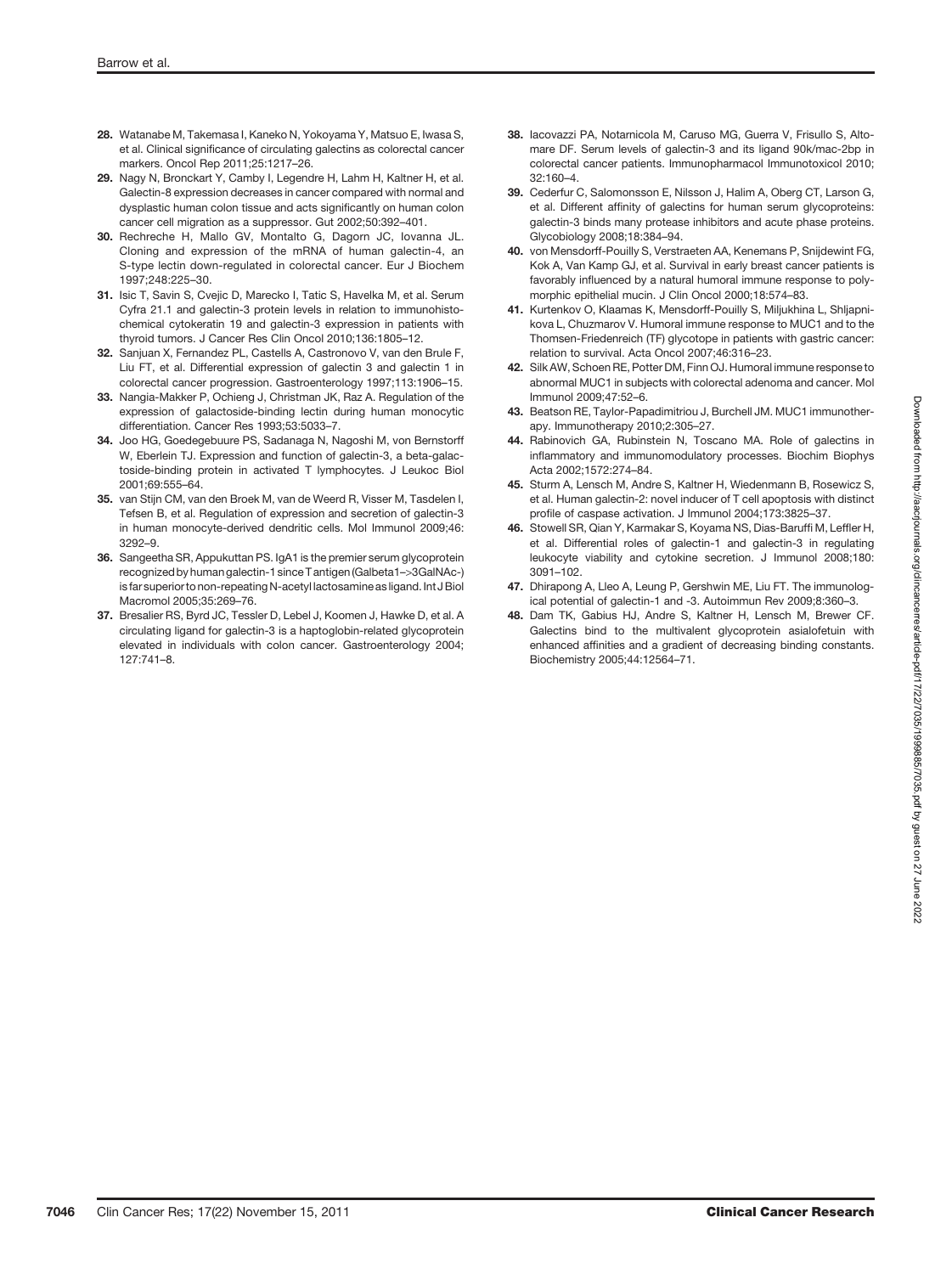28. Watanabe M, Takemasa I, Kaneko N, Yokoyama Y, Matsuo E, Iwasa S, et al. Clinical significance of circulating galectins as colorectal cancer markers. Oncol Rep 2011;25:1217–26.
29. Nagy N, Bronckart Y, Camby I, Legendre H, Lahm H, Kaltner H, et al. Galectin-8 expression decreases in cancer compared with normal and dysplastic human colon tissue and acts significantly on human colon cancer cell migration as a suppressor. Gut 2002;50:392–401.
30. Rechreche H, Mallo GV, Montalto G, Dagorn JC, Iovanna JL. Cloning and expression of the mRNA of human galectin-4, an S-type lectin down-regulated in colorectal cancer. Eur J Biochem 1997;248:225–30.
31. Isic T, Savin S, Cvejic D, Marecko I, Tatic S, Havelka M, et al. Serum Cyfra 21.1 and galectin-3 protein levels in relation to immunohistochemical cytokeratin 19 and galectin-3 expression in patients with thyroid tumors. J Cancer Res Clin Oncol 2010;136:1805–12.
32. Sanjuan X, Fernandez PL, Castells A, Castronovo V, van den Brule F, Liu FT, et al. Differential expression of galectin 3 and galectin 1 in colorectal cancer progression. Gastroenterology 1997;113:1906–15.
33. Nangia-Makker P, Ochieng J, Christman JK, Raz A. Regulation of the expression of galactoside-binding lectin during human monocytic differentiation. Cancer Res 1993;53:5033–7.
34. Joo HG, Goedegebuure PS, Sadanaga N, Nagoshi M, von Bernstorff W, Eberlein TJ. Expression and function of galectin-3, a beta-galactoside-binding protein in activated T lymphocytes. J Leukoc Biol 2001;69:555–64.
35. van Stijn CM, van den Broek M, van de Weerd R, Visser M, Tasdelen I, Tefsen B, et al. Regulation of expression and secretion of galectin-3 in human monocyte-derived dendritic cells. Mol Immunol 2009;46: 3292–9.
36. Sangeetha SR, Appukuttan PS. IgA1 is the premier serum glycoprotein recognized by human galectin-1 since T antigen (Galbeta1–>3GalNAc-) is far superior to non-repeating N-acetyl lactosamine as ligand. Int J Biol Macromol 2005;35:269–76.
37. Bresalier RS, Byrd JC, Tessler D, Lebel J, Koomen J, Hawke D, et al. A circulating ligand for galectin-3 is a haptoglobin-related glycoprotein elevated in individuals with colon cancer. Gastroenterology 2004; 127:741–8.
38. Iacovazzi PA, Notarnicola M, Caruso MG, Guerra V, Frisullo S, Altomare DF. Serum levels of galectin-3 and its ligand 90k/mac-2bp in colorectal cancer patients. Immunopharmacol Immunotoxicol 2010; 32:160–4.
39. Cederfur C, Salomonsson E, Nilsson J, Halim A, Oberg CT, Larson G, et al. Different affinity of galectins for human serum glycoproteins: galectin-3 binds many protease inhibitors and acute phase proteins. Glycobiology 2008;18:384–94.
40. von Mensdorff-Pouilly S, Verstraeten AA, Kenemans P, Snijdewint FG, Kok A, Van Kamp GJ, et al. Survival in early breast cancer patients is favorably influenced by a natural humoral immune response to polymorphic epithelial mucin. J Clin Oncol 2000;18:574–83.
41. Kurtenkov O, Klaamas K, Mensdorff-Pouilly S, Miljukhina L, Shljapnikova L, Chuzmarov V. Humoral immune response to MUC1 and to the Thomsen-Friedenreich (TF) glycotope in patients with gastric cancer: relation to survival. Acta Oncol 2007;46:316–23.
42. Silk AW, Schoen RE, Potter DM, Finn OJ. Humoral immune response to abnormal MUC1 in subjects with colorectal adenoma and cancer. Mol Immunol 2009;47:52–6.
43. Beatson RE, Taylor-Papadimitriou J, Burchell JM. MUC1 immunotherapy. Immunotherapy 2010;2:305–27.
44. Rabinovich GA, Rubinstein N, Toscano MA. Role of galectins in inflammatory and immunomodulatory processes. Biochim Biophys Acta 2002;1572:274–84.
45. Sturm A, Lensch M, Andre S, Kaltner H, Wiedenmann B, Rosewicz S, et al. Human galectin-2: novel inducer of T cell apoptosis with distinct profile of caspase activation. J Immunol 2004;173:3825–37.
46. Stowell SR, Qian Y, Karmakar S, Koyama NS, Dias-Baruffi M, Leffler H, et al. Differential roles of galectin-1 and galectin-3 in regulating leukocyte viability and cytokine secretion. J Immunol 2008;180: 3091–102.
47. Dhirapong A, Lleo A, Leung P, Gershwin ME, Liu FT. The immunological potential of galectin-1 and -3. Autoimmun Rev 2009;8:360–3.
48. Dam TK, Gabius HJ, Andre S, Kaltner H, Lensch M, Brewer CF. Galectins bind to the multivalent glycoprotein asialofetuin with enhanced affinities and a gradient of decreasing binding constants. Biochemistry 2005;44:12564–71.